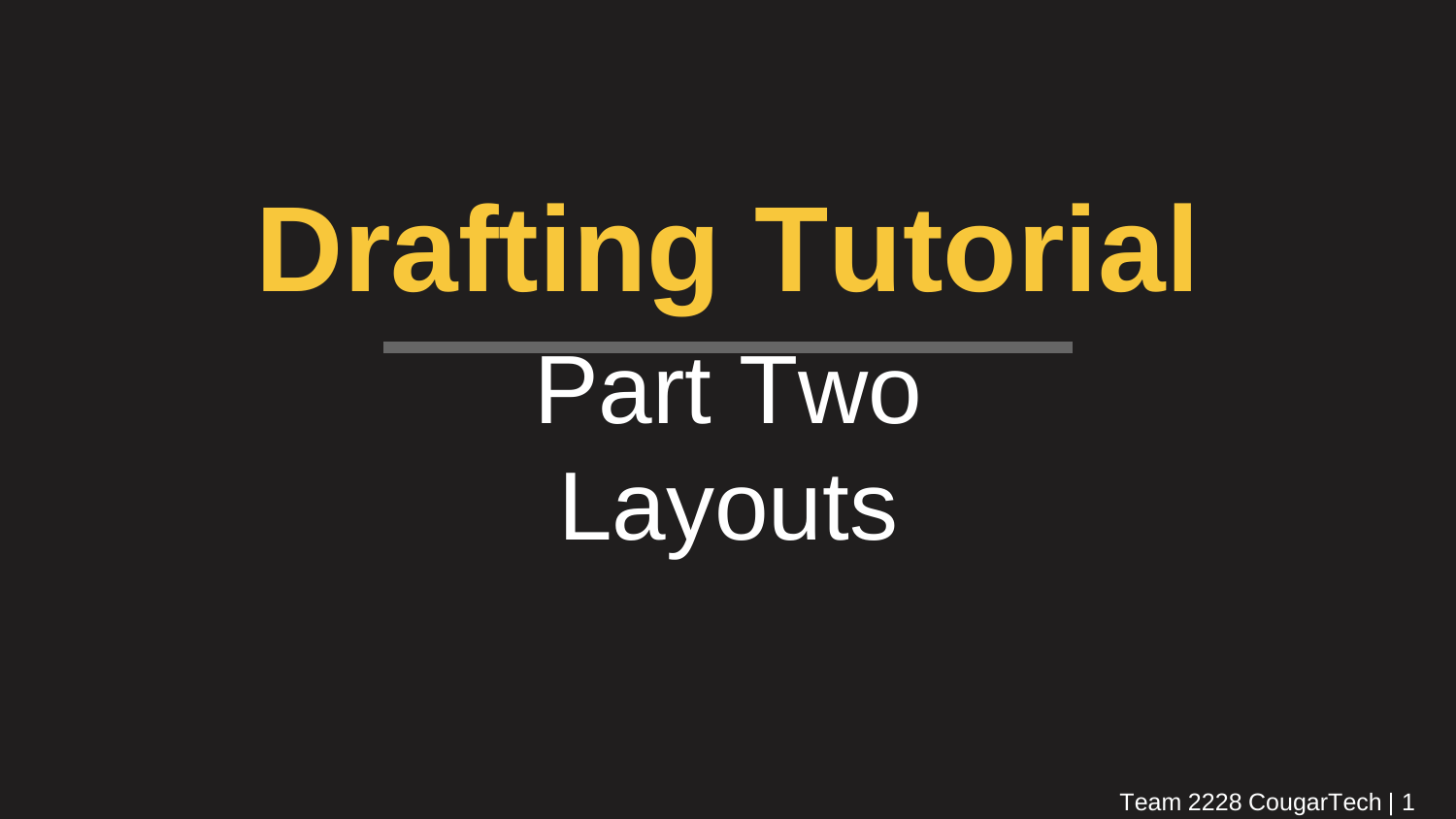# Drafting Tutorial

## Part Two

## Layouts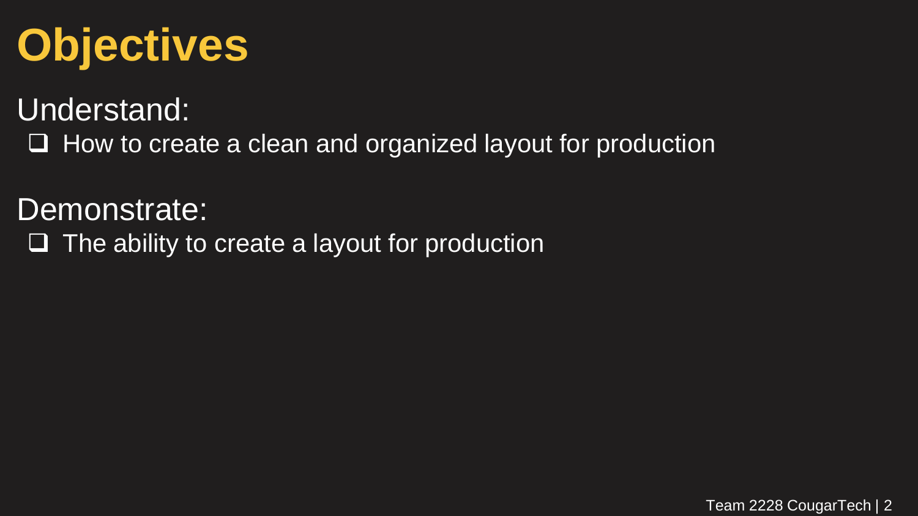# Objectives

Understand:

- [ ] How to create a clean and organized layout for production

Demonstrate:

- [ ] The ability to create a layout for production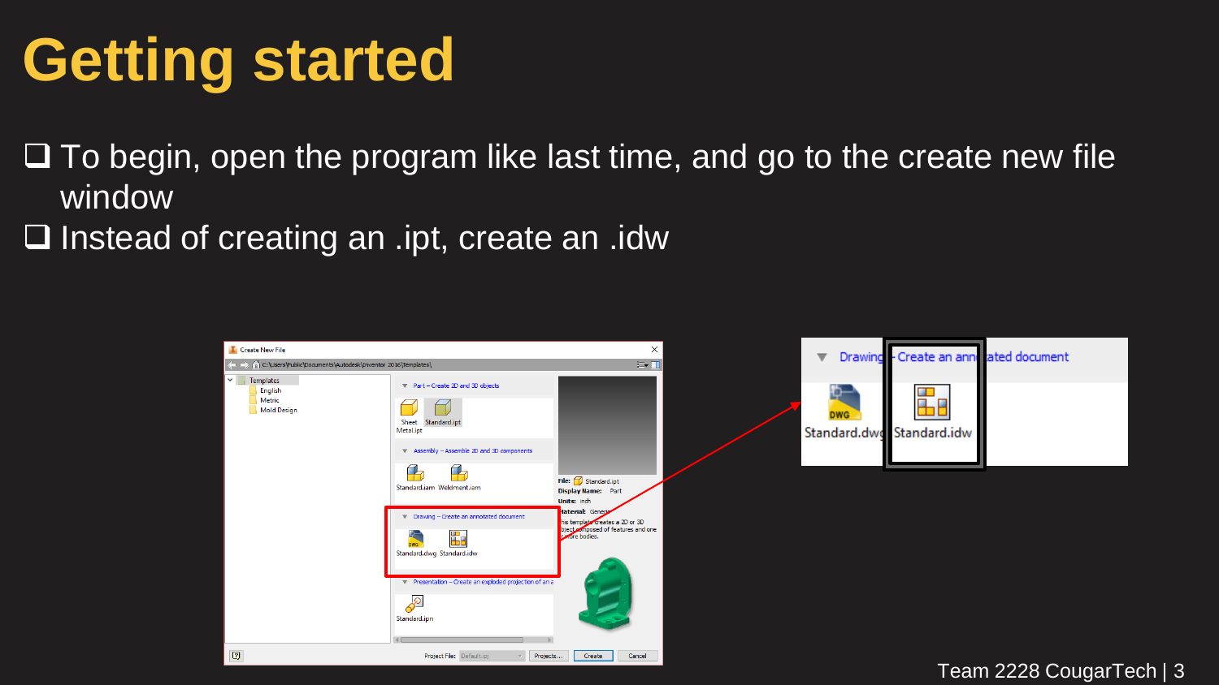# Getting started

- To begin, open the program like last time, and go to the create new file window
- Instead of creating an .ipt, create an .idw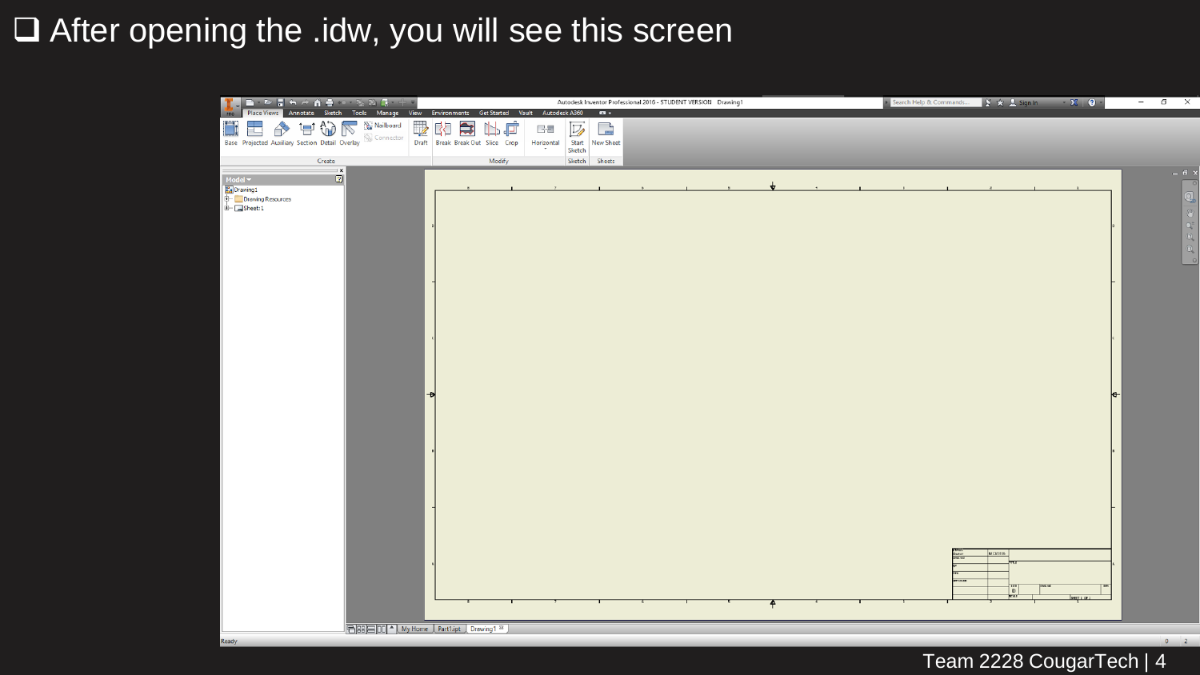- After opening the .idw, you will see this screen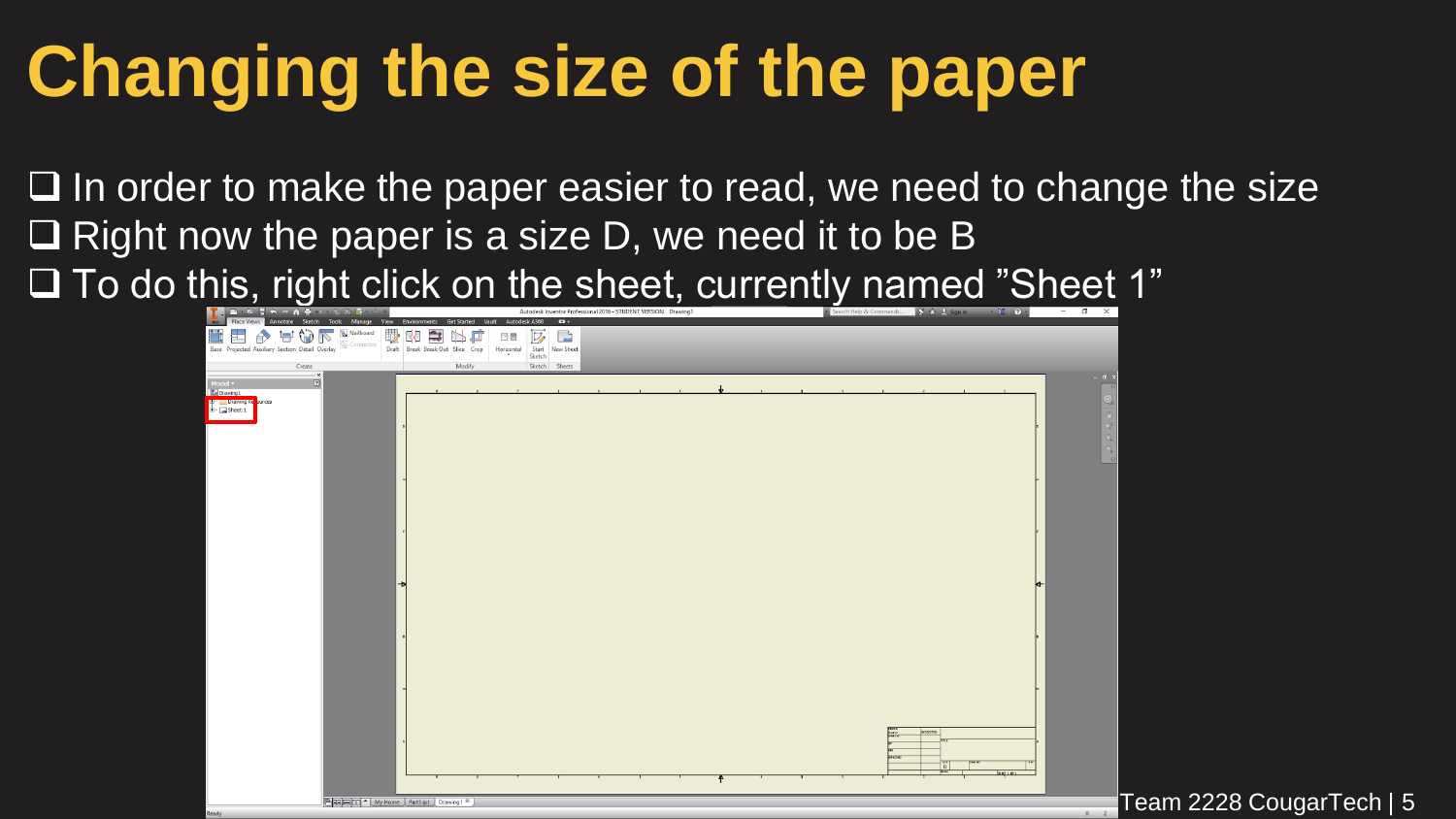# Changing the size of the paper

- In order to make the paper easier to read, we need to change the size
- Right now the paper is a size D, we need it to be B
- To do this, right click on the sheet, currently named ”Sheet 1”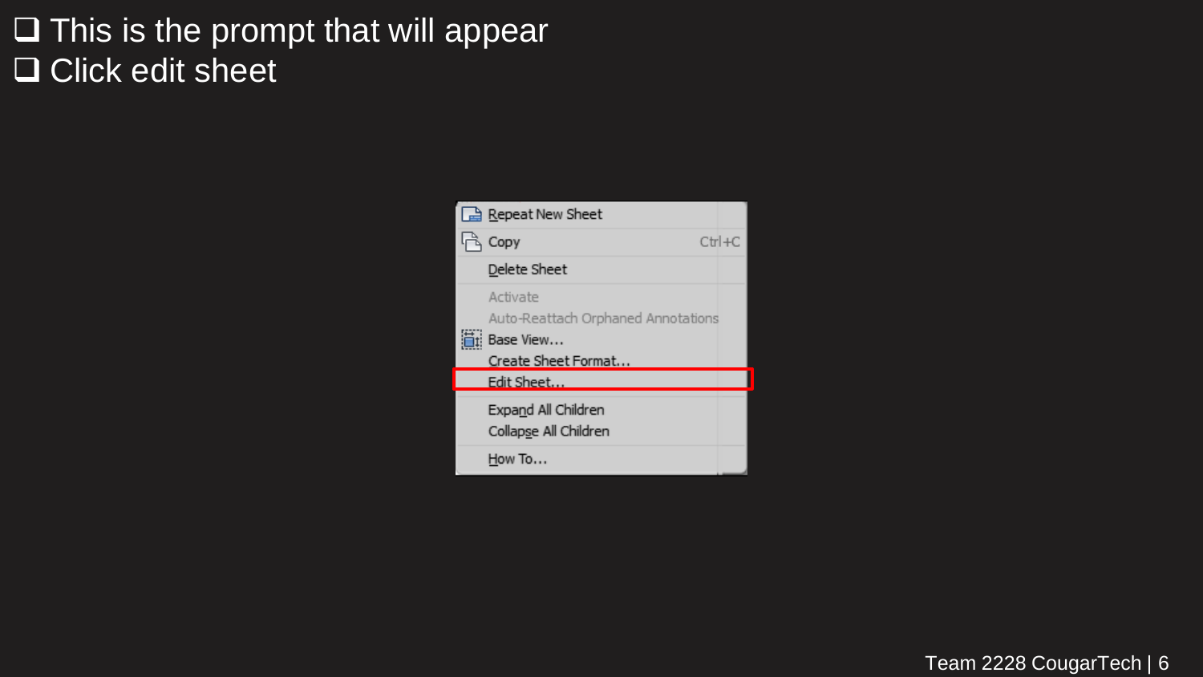- This is the prompt that will appear
- Click edit sheet

Repeat New Sheet
Copy Ctrl+C
Delete Sheet
Activate
Auto-Reattach Orphaned Annotations
Base View...
Create Sheet Format...
Edit Sheet...
Expand All Children
Collapse All Children
How To...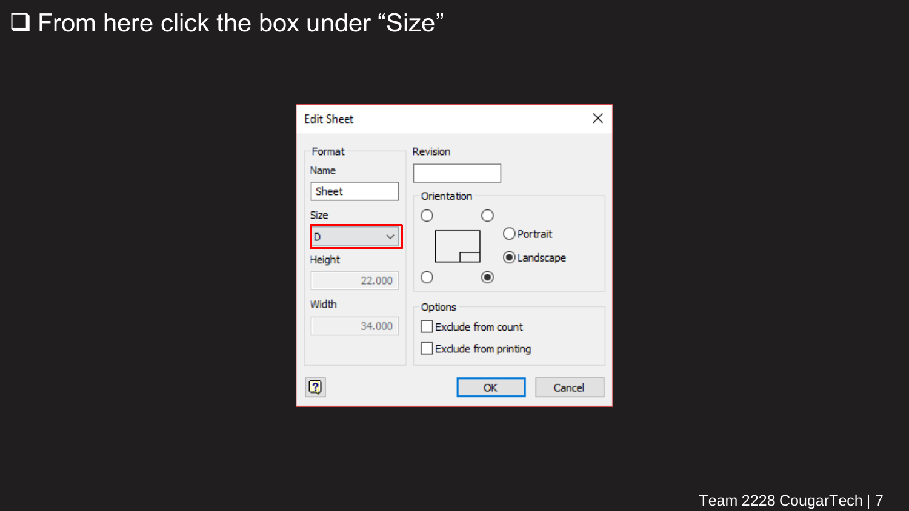- [ ] From here click the box under "Size"

Edit Sheet

Format

Name

Sheet

Size

D

Height

22.000

Width

34.000

Revision

Orientation

Portrait

Landscape

Options

Exclude from count

Exclude from printing

OK

Cancel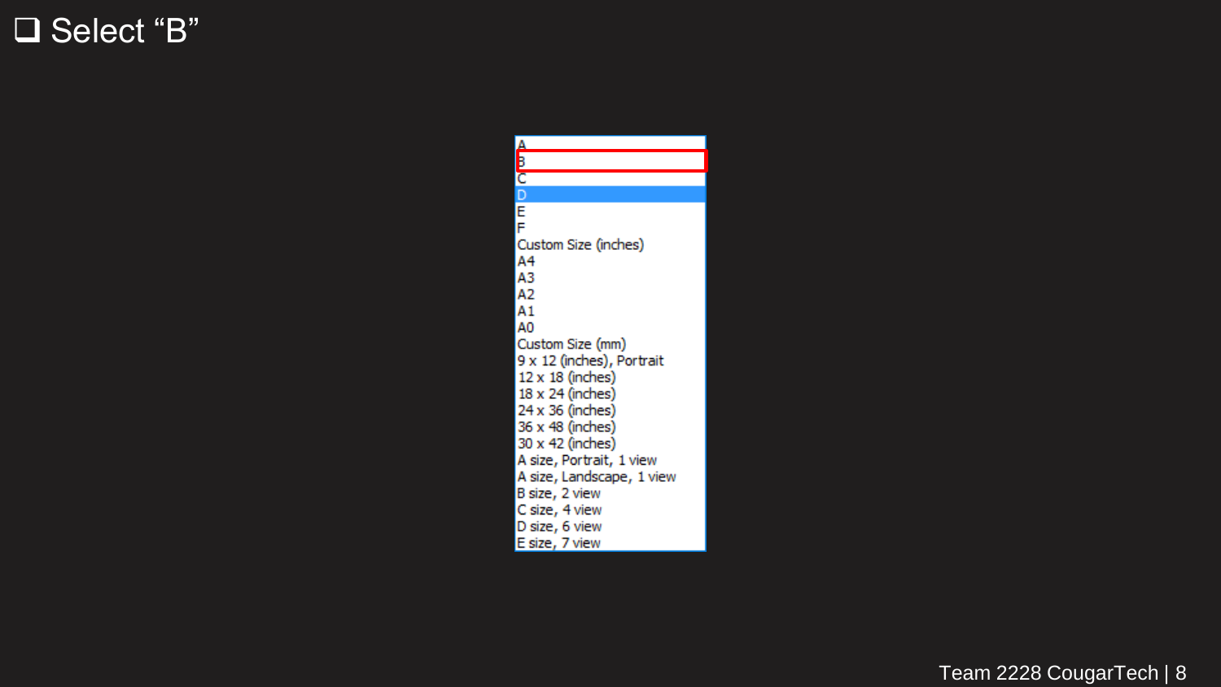- [ ] Select “B”

A
B
C
D
E
F
Custom Size (inches)
A4
A3
A2
A1
A0
Custom Size (mm)
9 x 12 (inches), Portrait
12 x 18 (inches)
18 x 24 (inches)
24 x 36 (inches)
36 x 48 (inches)
30 x 42 (inches)
A size, Portrait, 1 view
A size, Landscape, 1 view
B size, 2 view
C size, 4 view
D size, 6 view
E size, 7 view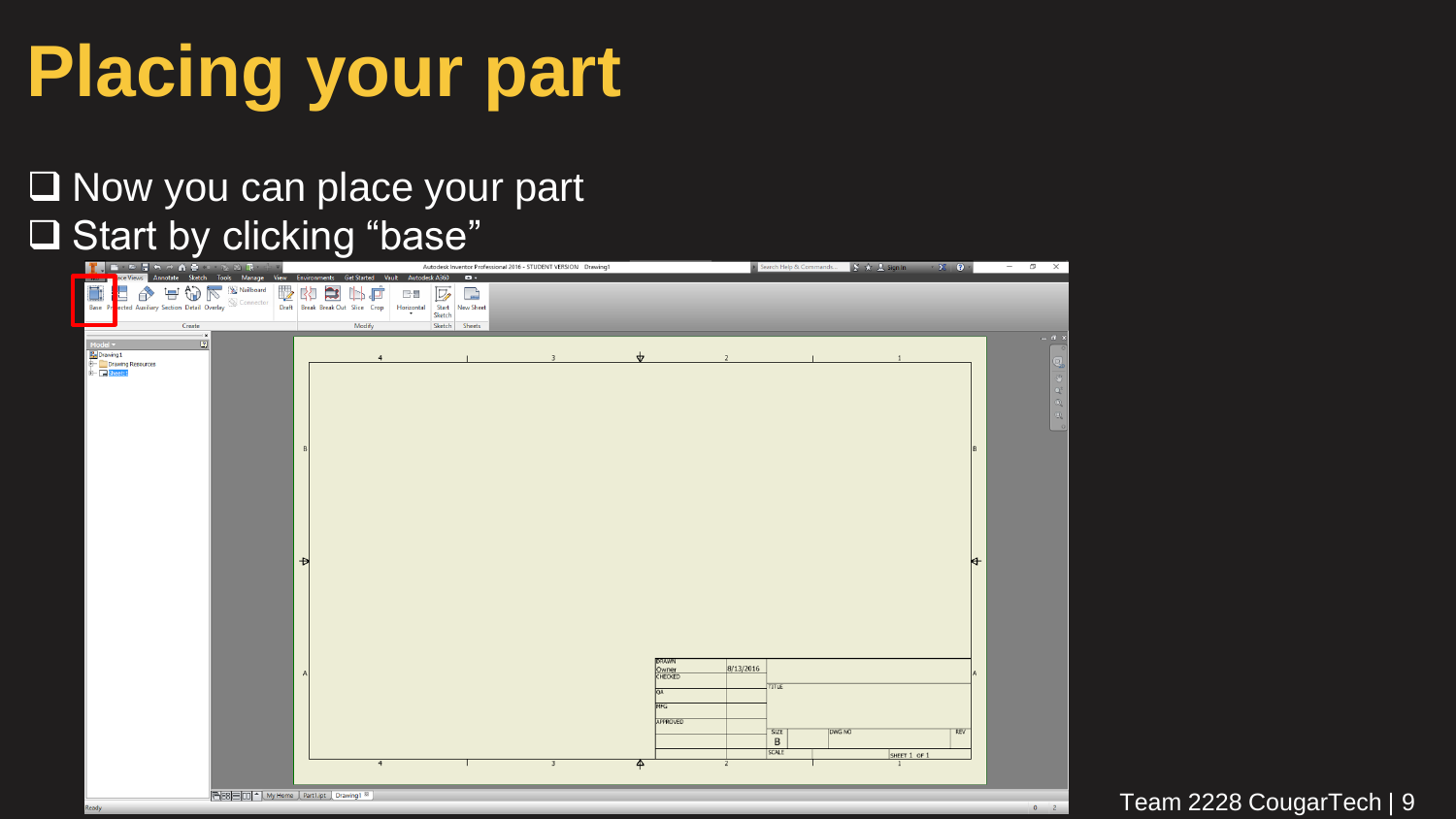# Placing your part

- ❑ Now you can place your part
- ❑ Start by clicking “base”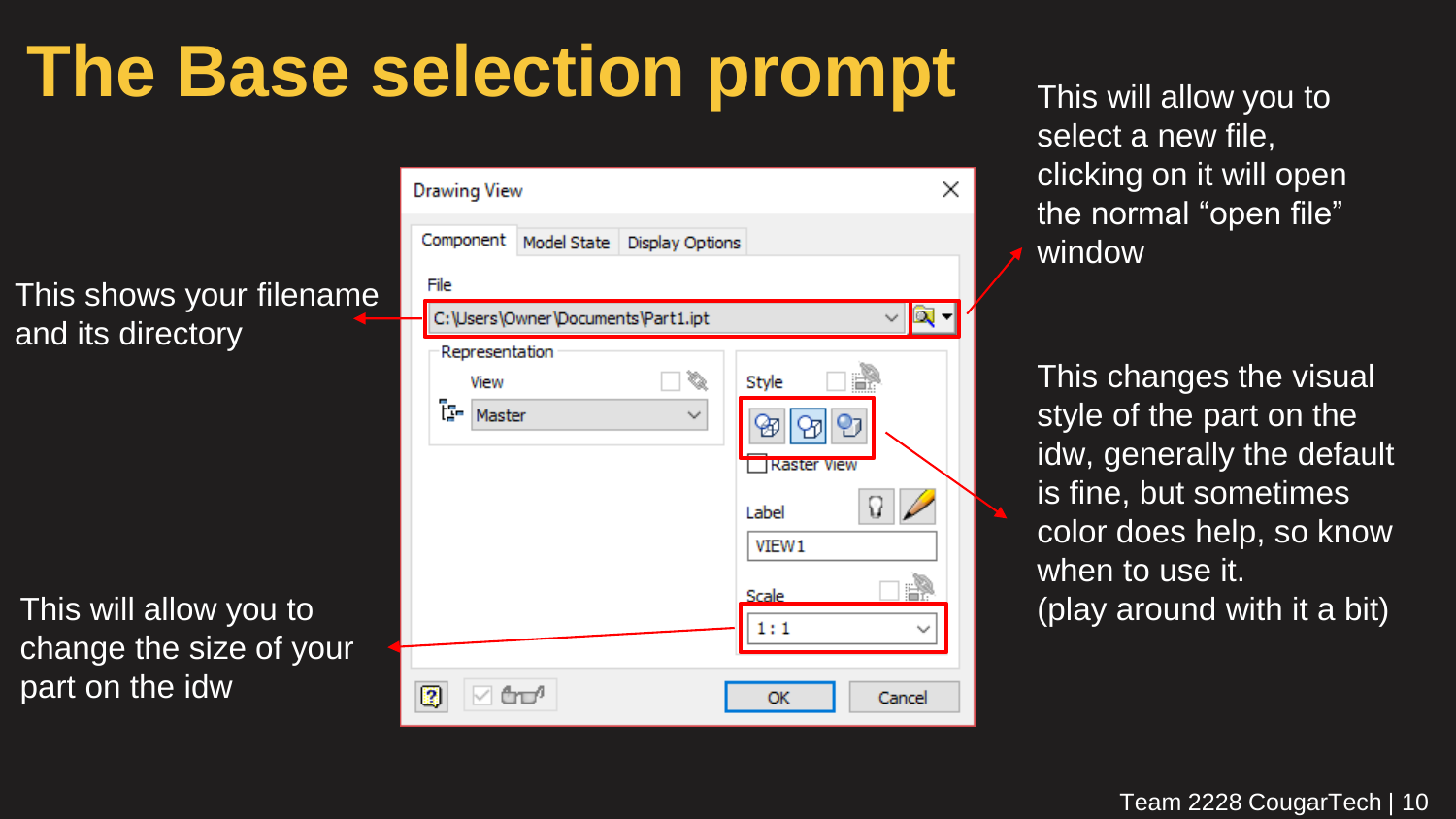# The Base selection prompt

This shows your filename and its directory

This will allow you to change the size of your part on the idw

This will allow you to select a new file, clicking on it will open the normal "open file" window

This changes the visual style of the part on the idw, generally the default is fine, but sometimes color does help, so know when to use it.
(play around with it a bit)

Drawing View

Component | Model State | Display Options

File

C:\Users\Owner\Documents\Part1.ipt

Representation

View

Master

Style

Raster View

Label

VIEW1

Scale

1 : 1

OK | Cancel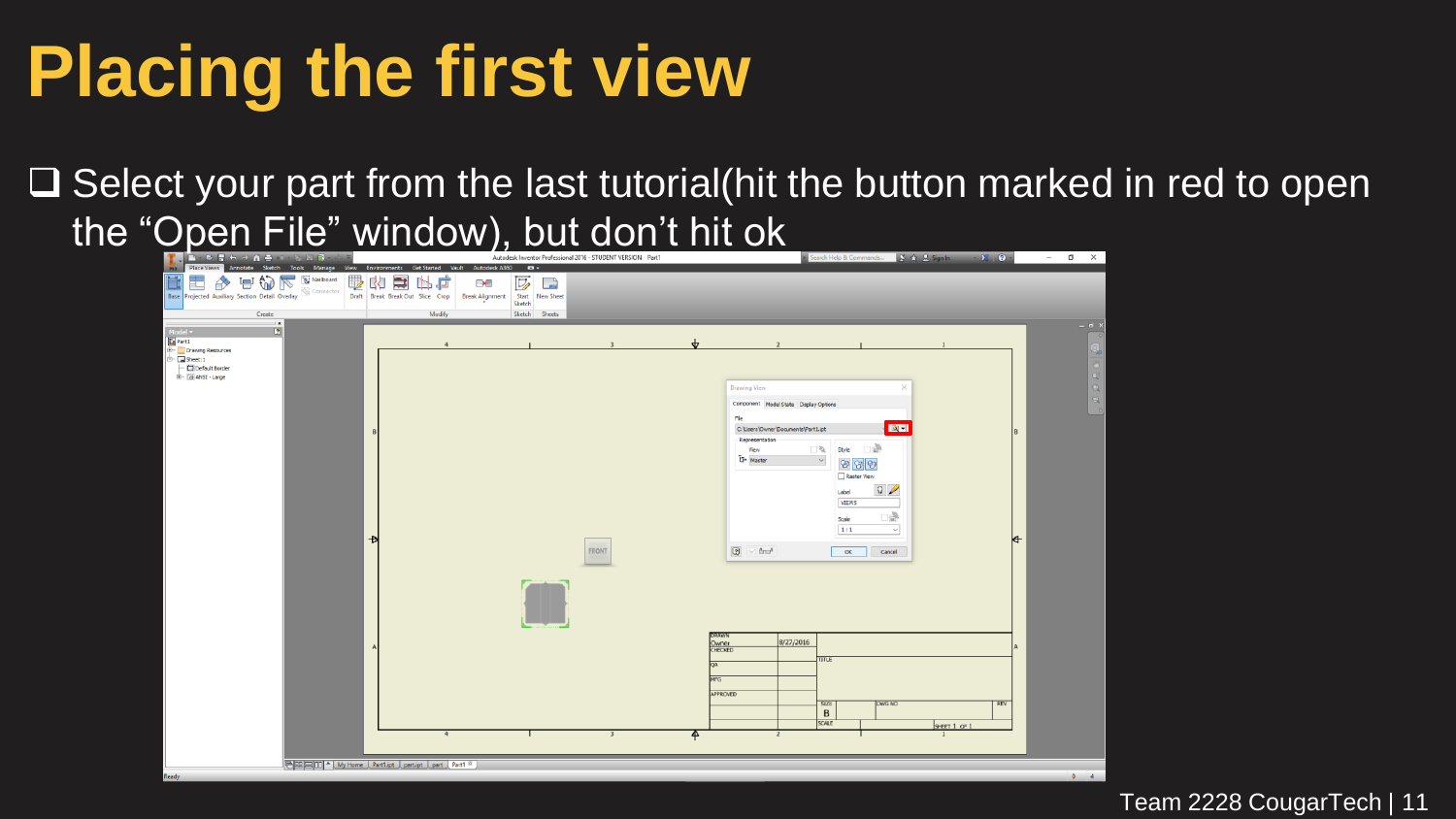# Placing the first view

- ❑ Select your part from the last tutorial(hit the button marked in red to open the “Open File” window), but don’t hit ok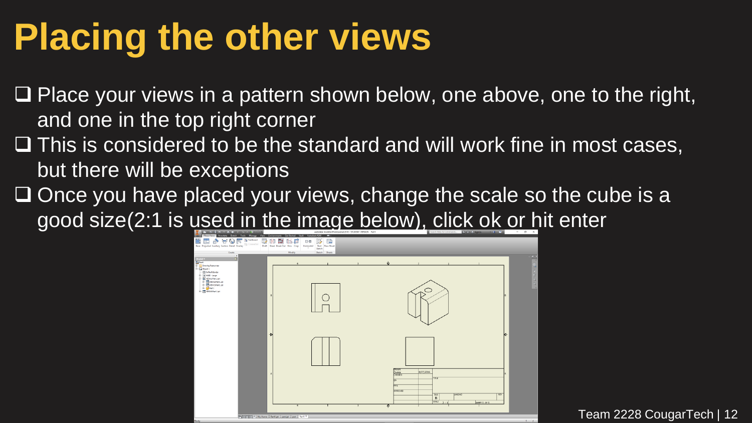# Placing the other views

- ❑ Place your views in a pattern shown below, one above, one to the right, and one in the top right corner
- ❑ This is considered to be the standard and will work fine in most cases, but there will be exceptions
- ❑ Once you have placed your views, change the scale so the cube is a good size(2:1 is used in the image below), click ok or hit enter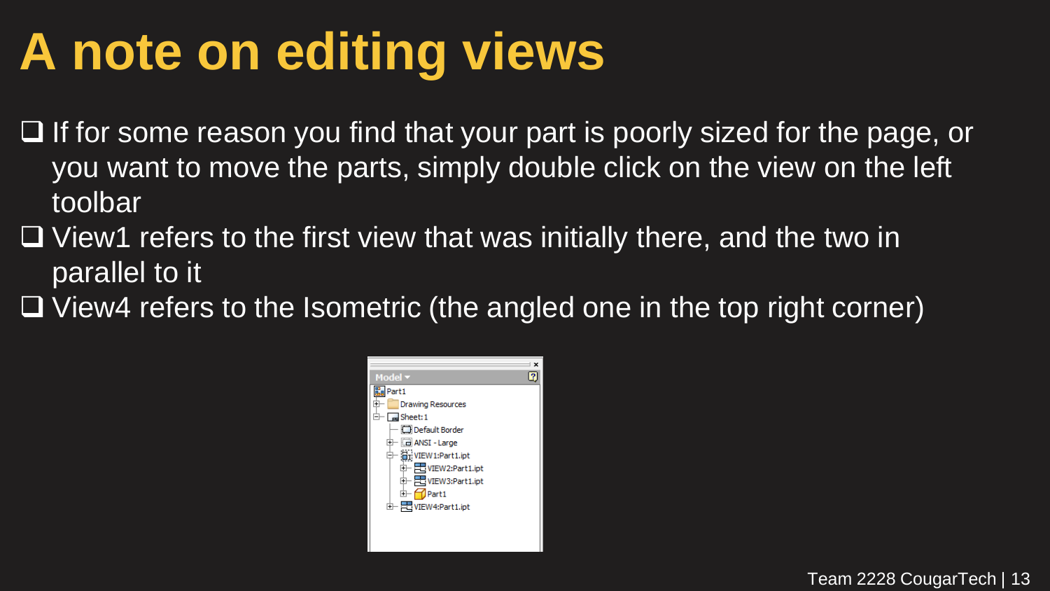# A note on editing views

- If for some reason you find that your part is poorly sized for the page, or you want to move the parts, simply double click on the view on the left toolbar
- View1 refers to the first view that was initially there, and the two in parallel to it
- View4 refers to the Isometric (the angled one in the top right corner)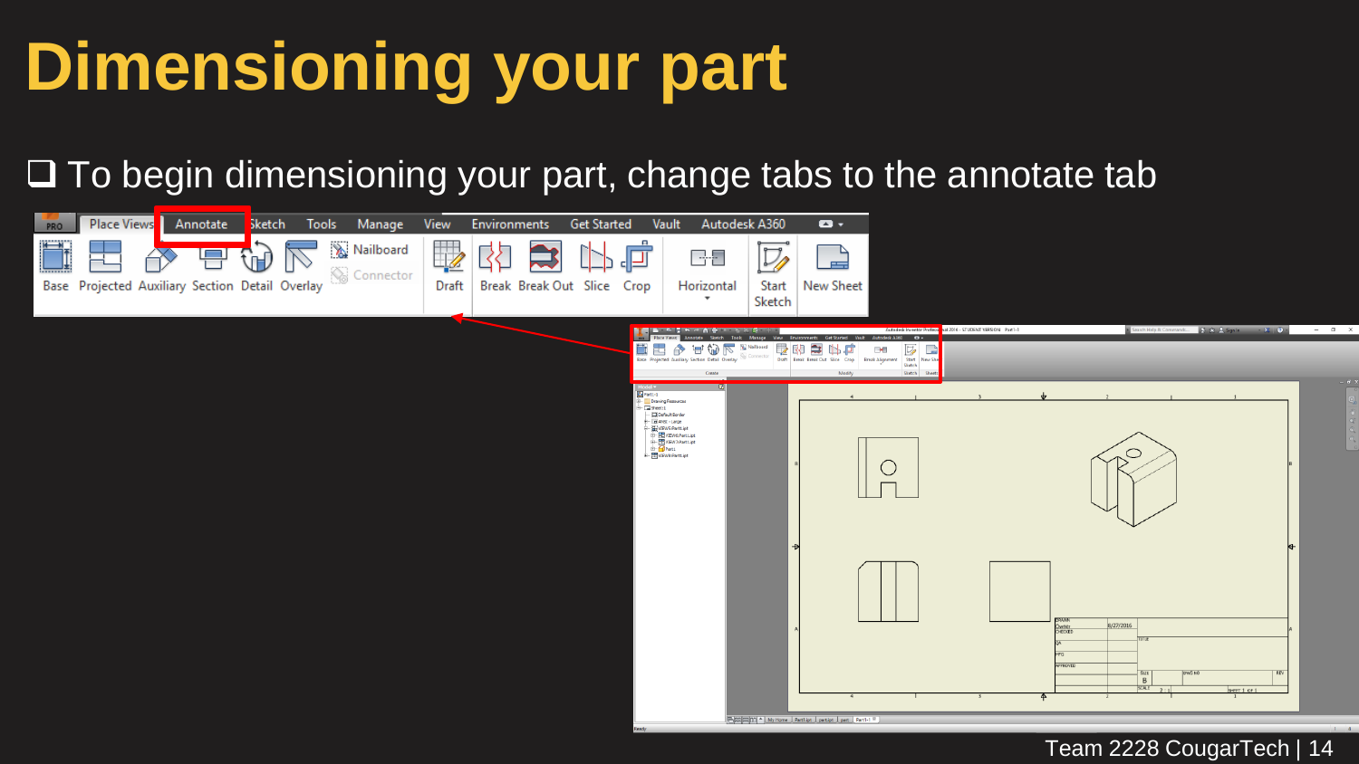# Dimensioning your part

- ❑ To begin dimensioning your part, change tabs to the annotate tab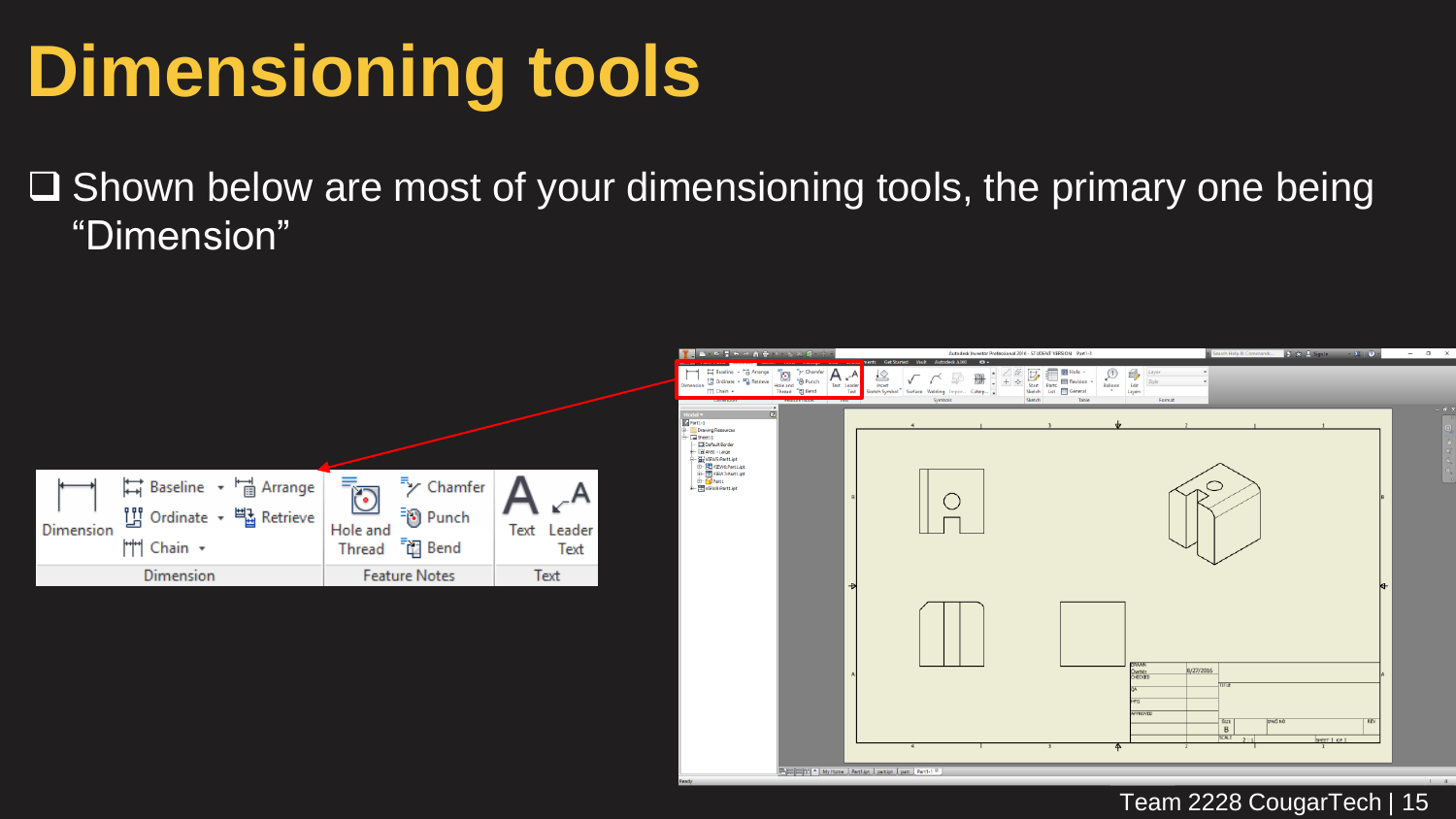# Dimensioning tools

- Shown below are most of your dimensioning tools, the primary one being "Dimension"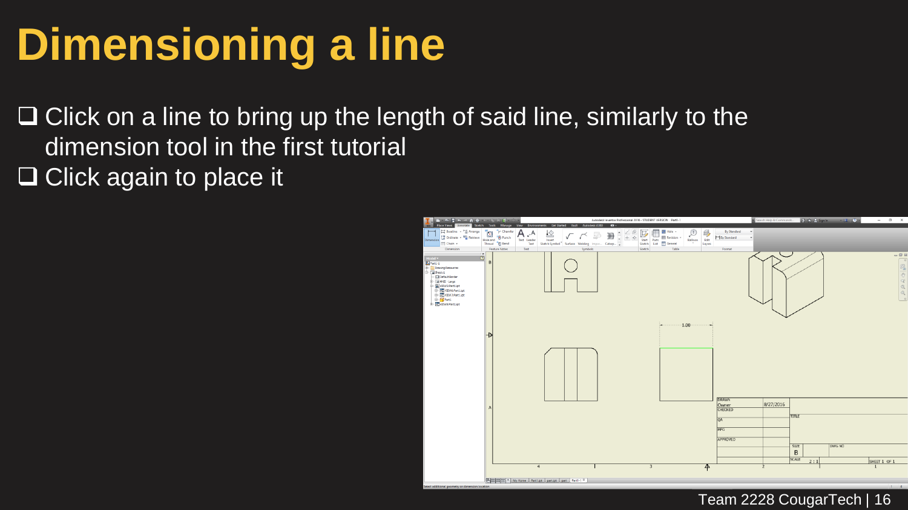# Dimensioning a line

- ❑ Click on a line to bring up the length of said line, similarly to the dimension tool in the first tutorial
- ❑ Click again to place it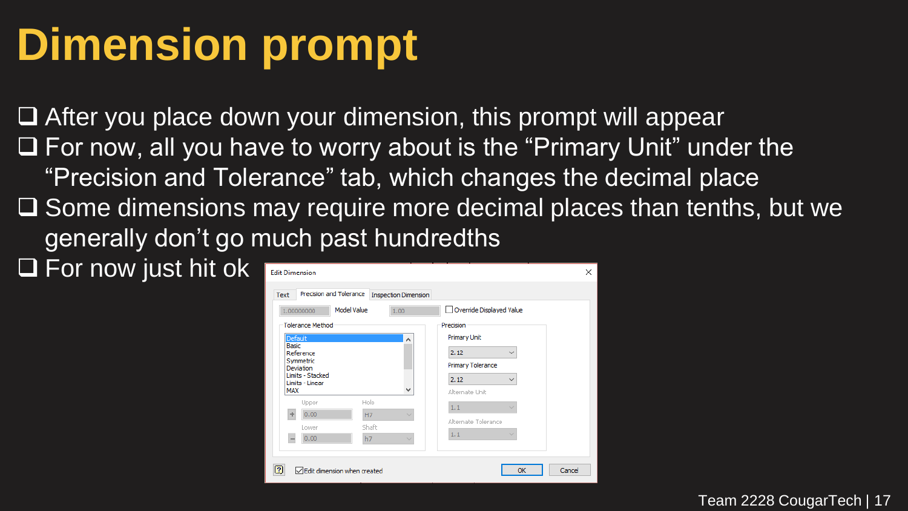# Dimension prompt

- After you place down your dimension, this prompt will appear
- For now, all you have to worry about is the "Primary Unit" under the "Precision and Tolerance" tab, which changes the decimal place
- Some dimensions may require more decimal places than tenths, but we generally don't go much past hundredths
- For now just hit ok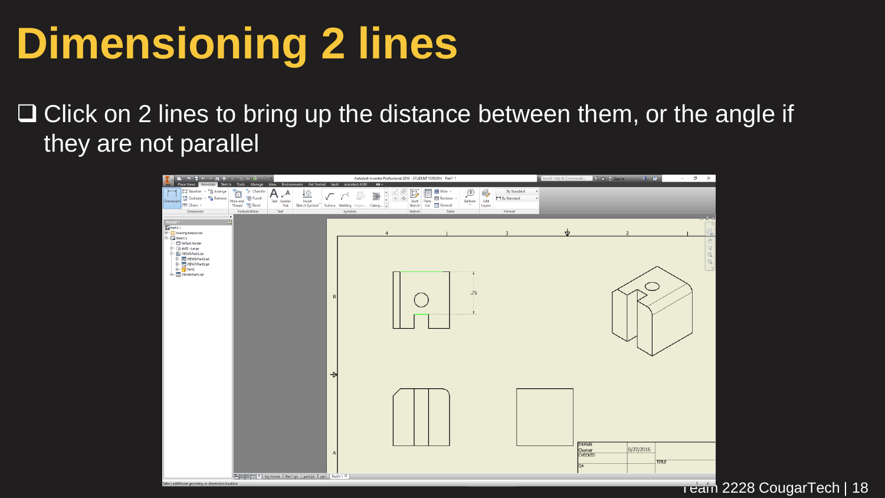# Dimensioning 2 lines

- ☐ Click on 2 lines to bring up the distance between them, or the angle if they are not parallel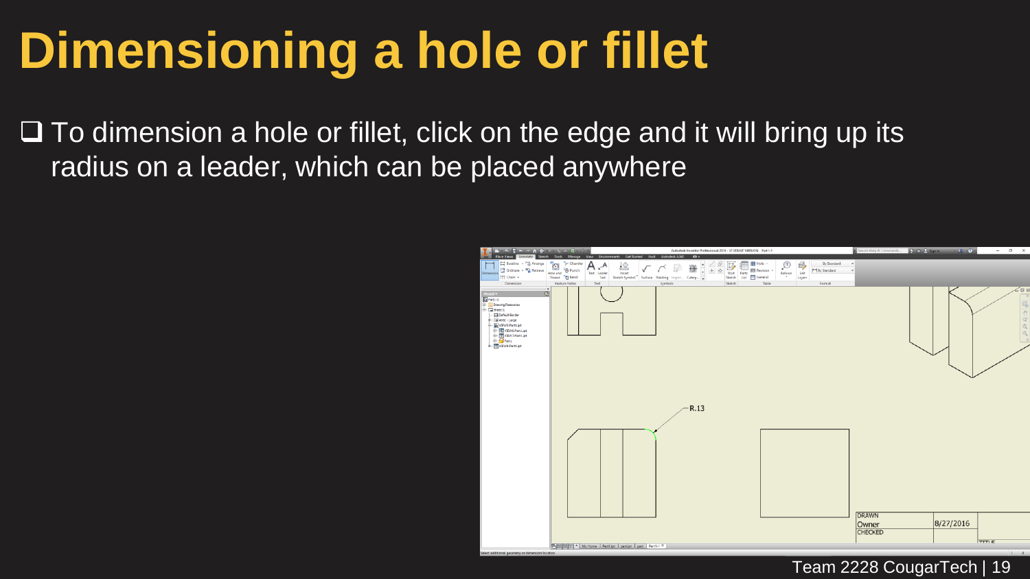# Dimensioning a hole or fillet

- To dimension a hole or fillet, click on the edge and it will bring up its radius on a leader, which can be placed anywhere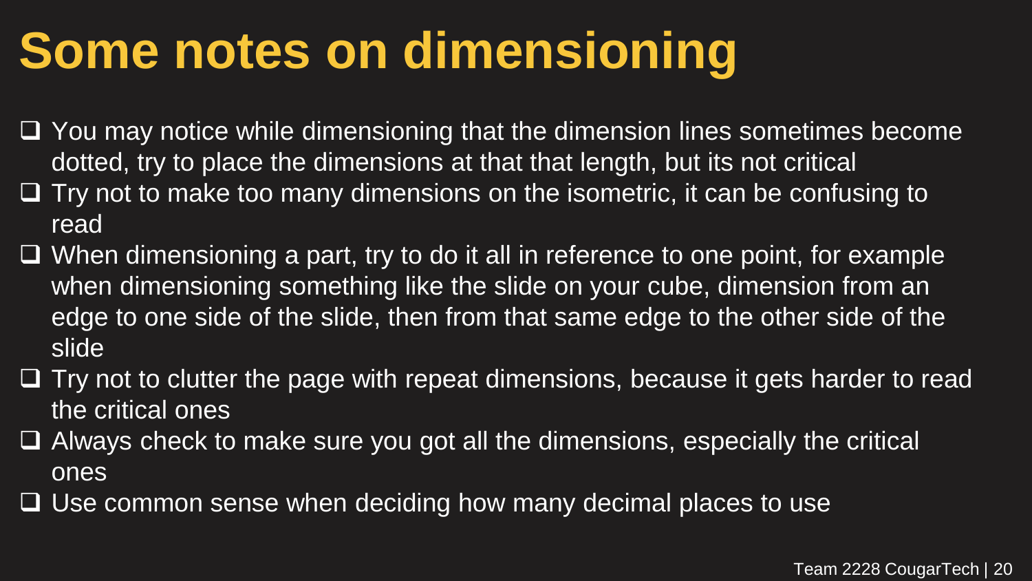# Some notes on dimensioning

- You may notice while dimensioning that the dimension lines sometimes become dotted, try to place the dimensions at that that length, but its not critical
- Try not to make too many dimensions on the isometric, it can be confusing to read
- When dimensioning a part, try to do it all in reference to one point, for example when dimensioning something like the slide on your cube, dimension from an edge to one side of the slide, then from that same edge to the other side of the slide
- Try not to clutter the page with repeat dimensions, because it gets harder to read the critical ones
- Always check to make sure you got all the dimensions, especially the critical ones
- Use common sense when deciding how many decimal places to use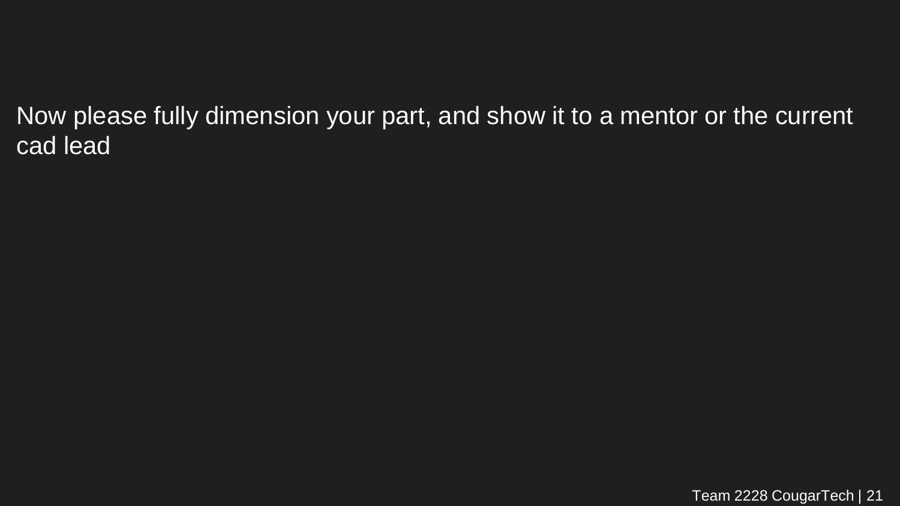Now please fully dimension your part, and show it to a mentor or the current cad lead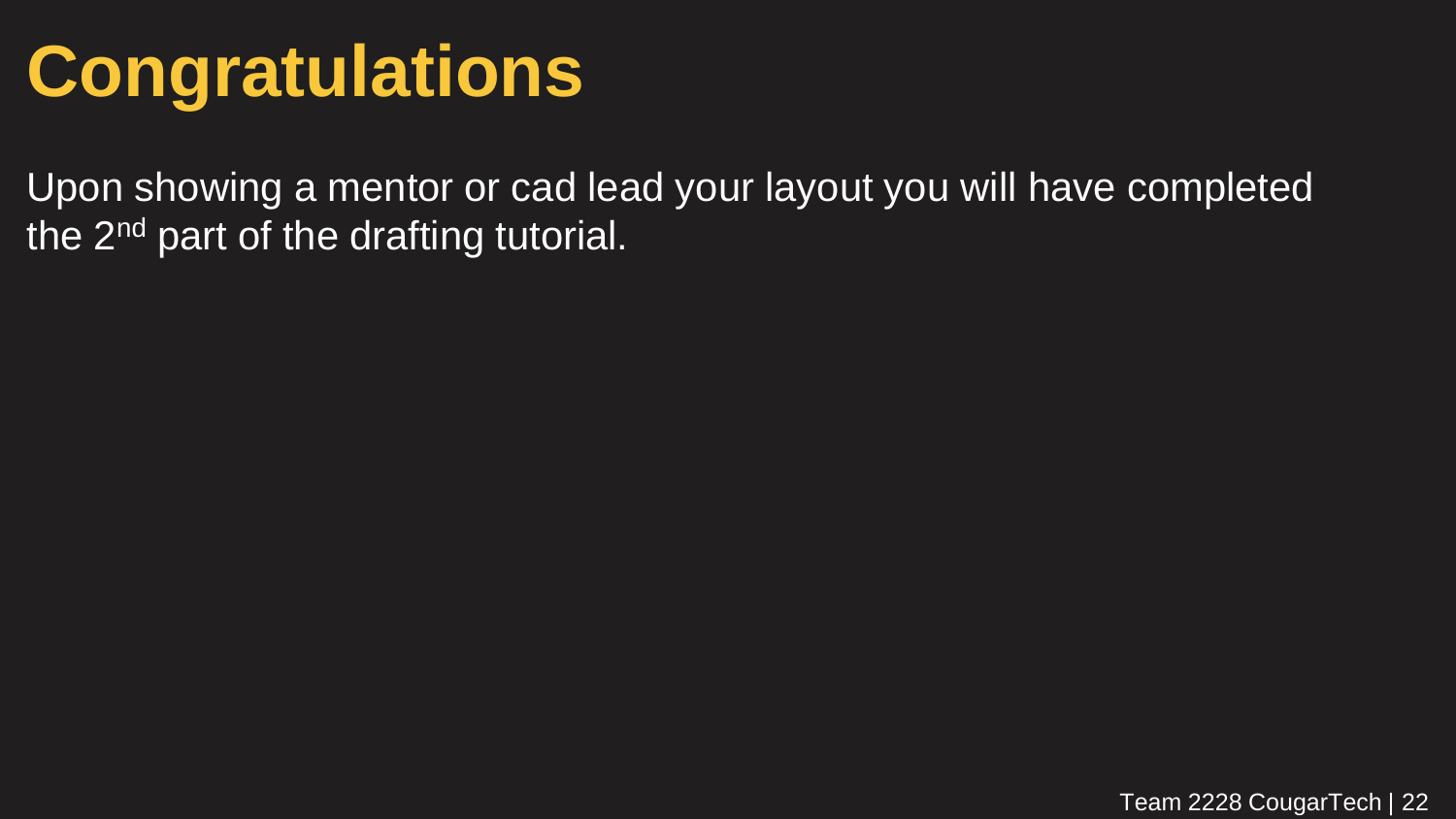# Congratulations

Upon showing a mentor or cad lead your layout you will have completed the 2nd part of the drafting tutorial.